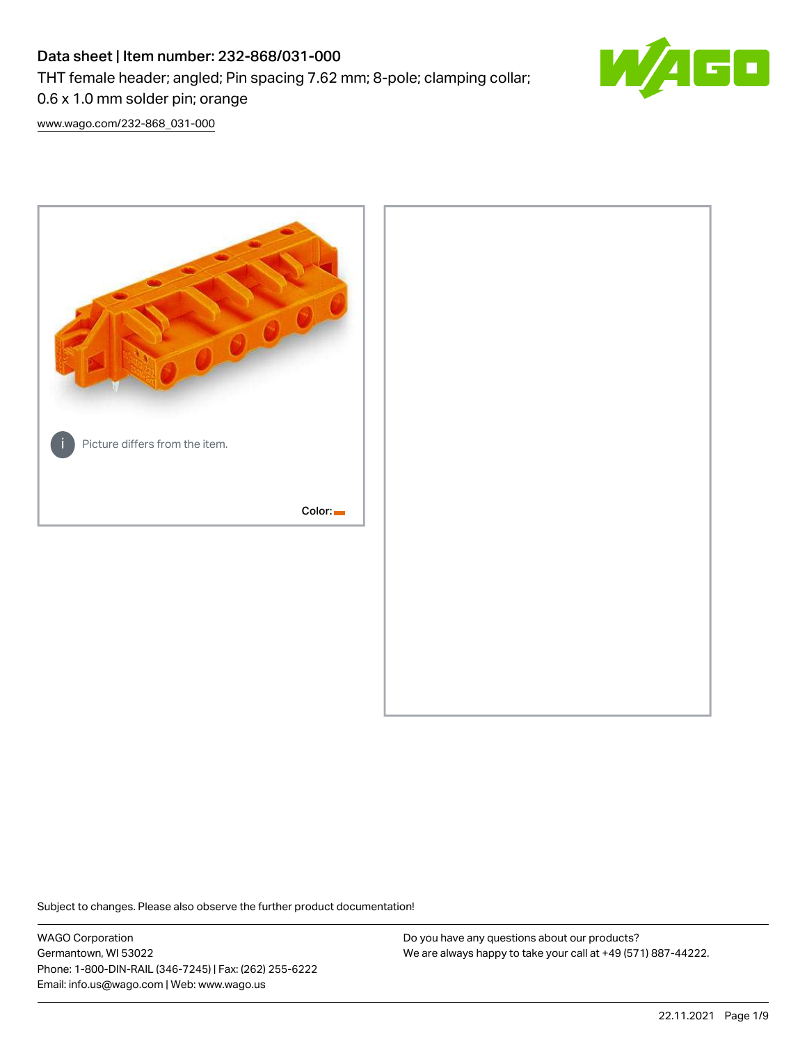# Data sheet | Item number: 232-868/031-000

THT female header; angled; Pin spacing 7.62 mm; 8-pole; clamping collar; 0.6 x 1.0 mm solder pin; orange

www.wago.com/232-868_031-000

Picture differs from the item.

Color:

Subject to changes. Please also observe the further product documentation!

WAGO Corporation
Germantown, WI 53022
Phone: 1-800-DIN-RAIL (346-7245) | Fax: (262) 255-6222
Email: info.us@wago.com | Web: www.wago.us

Do you have any questions about our products?
We are always happy to take your call at +49 (571) 887-44222.

22.11.2021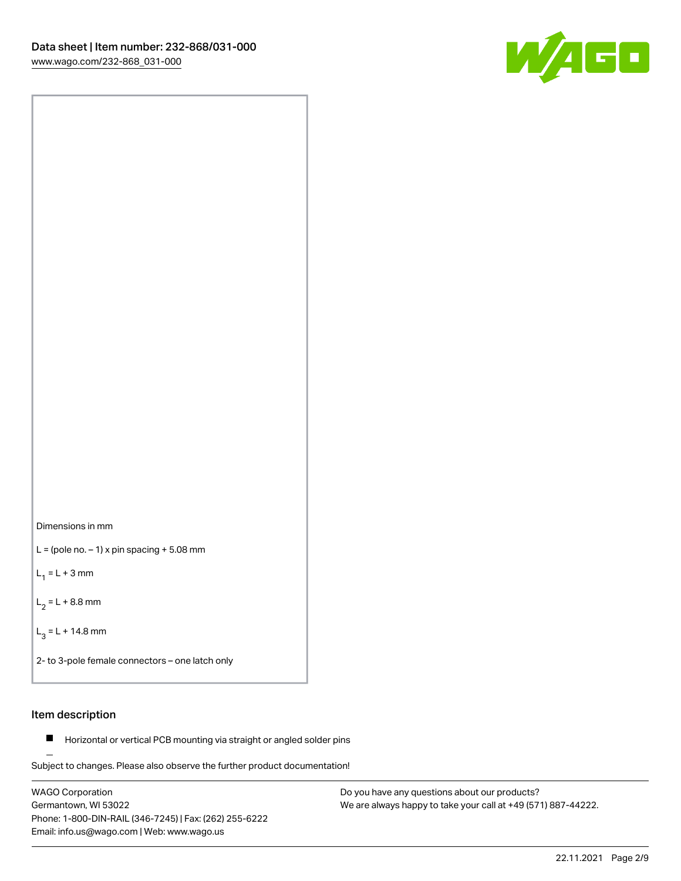Dimensions in mm

L = (pole no. – 1) x pin spacing + 5.08 mm

$L_1$ = L + 3 mm

$L_2$ = L + 8.8 mm

$L_3$ = L + 14.8 mm

2- to 3-pole female connectors – one latch only

## Item description

- Horizontal or vertical PCB mounting via straight or angled solder pins

Subject to changes. Please also observe the further product documentation!

WAGO Corporation
Germantown, WI 53022
Phone: 1-800-DIN-RAIL (346-7245) | Fax: (262) 255-6222
Email: info.us@wago.com | Web: www.wago.us

Do you have any questions about our products?
We are always happy to take your call at +49 (571) 887-44222.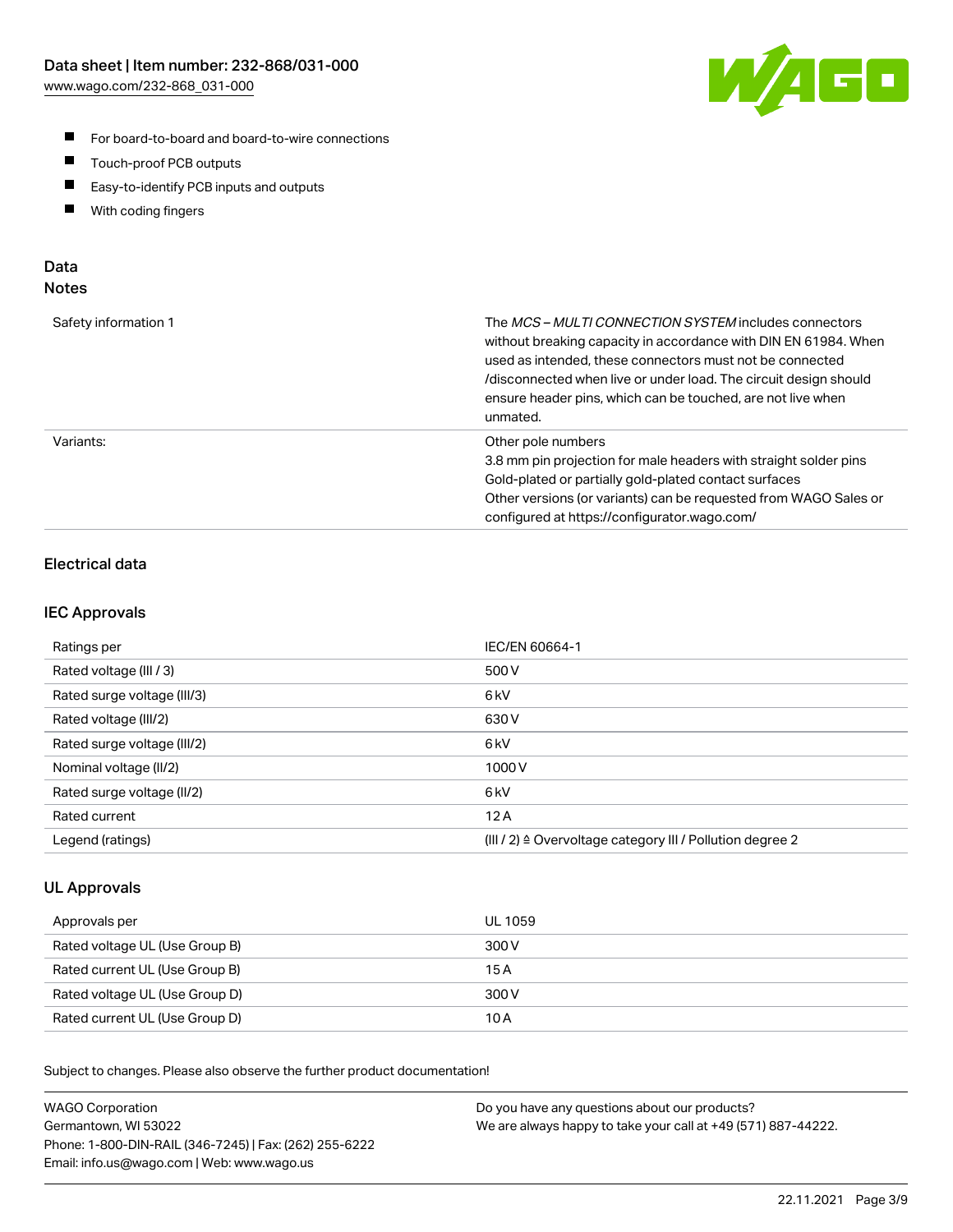- For board-to-board and board-to-wire connections
- Touch-proof PCB outputs
- Easy-to-identify PCB inputs and outputs
- With coding fingers

## Data
## Notes

| | |
|---|---|
| Safety information 1 | The *MCS – MULTI CONNECTION SYSTEM* includes connectors without breaking capacity in accordance with DIN EN 61984. When used as intended, these connectors must not be connected /disconnected when live or under load. The circuit design should ensure header pins, which can be touched, are not live when unmated. |
| Variants: | Other pole numbers<br>3.8 mm pin projection for male headers with straight solder pins<br>Gold-plated or partially gold-plated contact surfaces<br>Other versions (or variants) can be requested from WAGO Sales or configured at https://configurator.wago.com/ |

### Electrical data

### IEC Approvals

| | |
|---|---|
| Ratings per | IEC/EN 60664-1 |
| Rated voltage (III / 3) | 500 V |
| Rated surge voltage (III/3) | 6 kV |
| Rated voltage (III/2) | 630 V |
| Rated surge voltage (III/2) | 6 kV |
| Nominal voltage (II/2) | 1000 V |
| Rated surge voltage (II/2) | 6 kV |
| Rated current | 12 A |
| Legend (ratings) | (III / 2) ≙ Overvoltage category III / Pollution degree 2 |

### UL Approvals

| | |
|---|---|
| Approvals per | UL 1059 |
| Rated voltage UL (Use Group B) | 300 V |
| Rated current UL (Use Group B) | 15 A |
| Rated voltage UL (Use Group D) | 300 V |
| Rated current UL (Use Group D) | 10 A |

Subject to changes. Please also observe the further product documentation!

WAGO Corporation
Germantown, WI 53022
Phone: 1-800-DIN-RAIL (346-7245) | Fax: (262) 255-6222
Email: info.us@wago.com | Web: www.wago.us

Do you have any questions about our products?
We are always happy to take your call at +49 (571) 887-44222.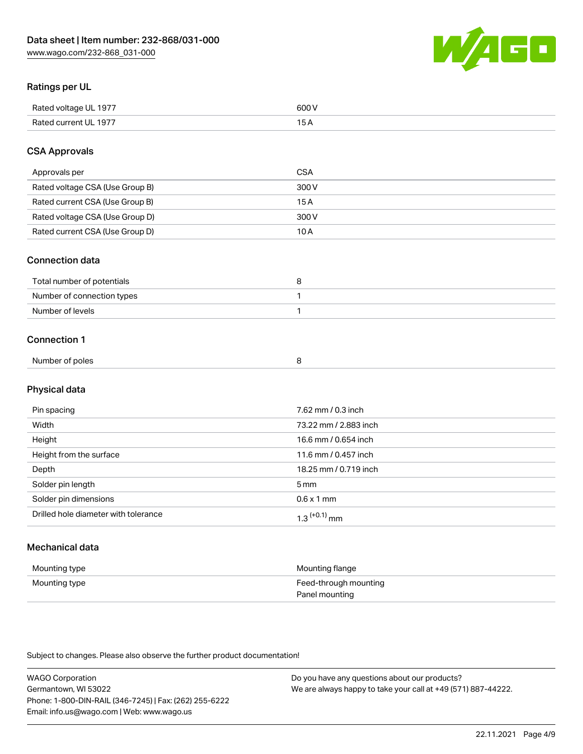## Ratings per UL

| | |
|---|---|
| Rated voltage UL 1977 | 600 V |
| Rated current UL 1977 | 15 A |

## CSA Approvals

| | |
|---|---|
| Approvals per | CSA |
| Rated voltage CSA (Use Group B) | 300 V |
| Rated current CSA (Use Group B) | 15 A |
| Rated voltage CSA (Use Group D) | 300 V |
| Rated current CSA (Use Group D) | 10 A |

## Connection data

| | |
|---|---|
| Total number of potentials | 8 |
| Number of connection types | 1 |
| Number of levels | 1 |

## Connection 1

| | |
|---|---|
| Number of poles | 8 |

## Physical data

| | |
|---|---|
| Pin spacing | 7.62 mm / 0.3 inch |
| Width | 73.22 mm / 2.883 inch |
| Height | 16.6 mm / 0.654 inch |
| Height from the surface | 11.6 mm / 0.457 inch |
| Depth | 18.25 mm / 0.719 inch |
| Solder pin length | 5 mm |
| Solder pin dimensions | 0.6 x 1 mm |
| Drilled hole diameter with tolerance | $1.3^{(+0.1)}$ mm |

## Mechanical data

| | |
|---|---|
| Mounting type | Mounting flange |
| Mounting type | Feed-through mounting<br>Panel mounting |

Subject to changes. Please also observe the further product documentation!

WAGO Corporation
Germantown, WI 53022
Phone: 1-800-DIN-RAIL (346-7245) | Fax: (262) 255-6222
Email: info.us@wago.com | Web: www.wago.us

Do you have any questions about our products?
We are always happy to take your call at +49 (571) 887-44222.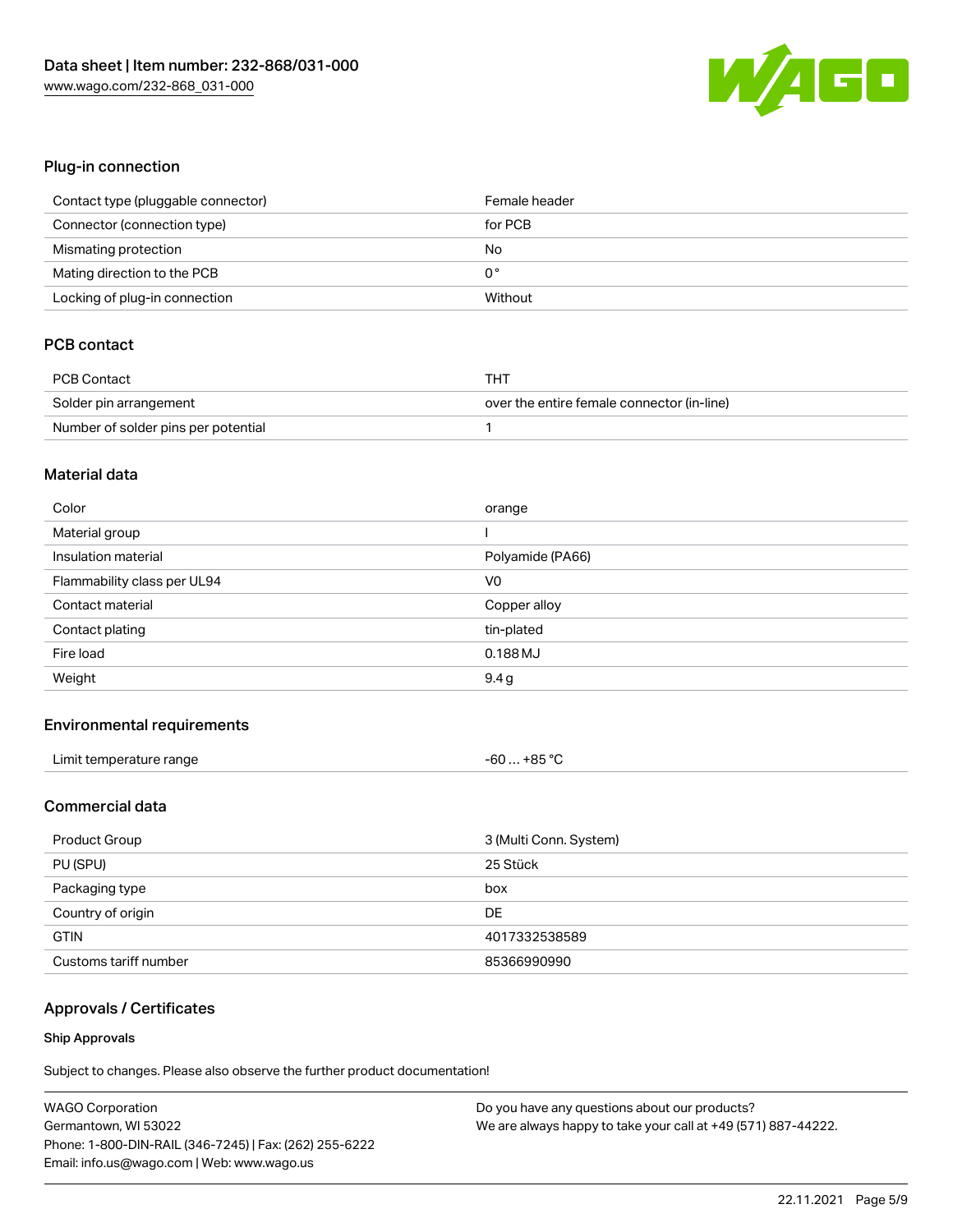## Plug-in connection

| | |
|---|---|
| Contact type (pluggable connector) | Female header |
| Connector (connection type) | for PCB |
| Mismating protection | No |
| Mating direction to the PCB | 0 ° |
| Locking of plug-in connection | Without |

## PCB contact

| | |
|---|---|
| PCB Contact | THT |
| Solder pin arrangement | over the entire female connector (in-line) |
| Number of solder pins per potential | 1 |

## Material data

| | |
|---|---|
| Color | orange |
| Material group | I |
| Insulation material | Polyamide (PA66) |
| Flammability class per UL94 | V0 |
| Contact material | Copper alloy |
| Contact plating | tin-plated |
| Fire load | 0.188 MJ |
| Weight | 9.4 g |

## Environmental requirements

| | |
|---|---|
| Limit temperature range | -60 … +85 °C |

## Commercial data

| | |
|---|---|
| Product Group | 3 (Multi Conn. System) |
| PU (SPU) | 25 Stück |
| Packaging type | box |
| Country of origin | DE |
| GTIN | 4017332538589 |
| Customs tariff number | 85366990990 |

## Approvals / Certificates

### Ship Approvals

Subject to changes. Please also observe the further product documentation!

WAGO Corporation
Germantown, WI 53022
Phone: 1-800-DIN-RAIL (346-7245) | Fax: (262) 255-6222
Email: info.us@wago.com | Web: www.wago.us

Do you have any questions about our products?
We are always happy to take your call at +49 (571) 887-44222.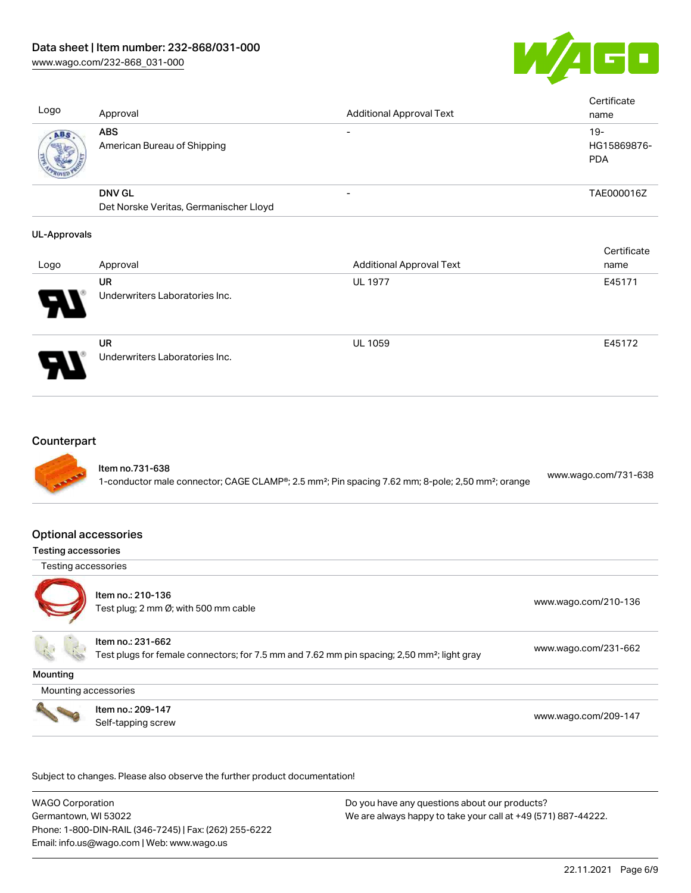| Logo | Approval | Additional Approval Text | Certificate name |
| --- | --- | --- | --- |
| | **ABS** American Bureau of Shipping | - | 19-HG15869876-PDA |
| | **DNV GL** Det Norske Veritas, Germanischer Lloyd | - | TAE000016Z |

**UL-Approvals**

| Logo | Approval | Additional Approval Text | Certificate name |
| --- | --- | --- | --- |
| | **UR** Underwriters Laboratories Inc. | UL 1977 | E45171 |
| | **UR** Underwriters Laboratories Inc. | UL 1059 | E45172 |

## Counterpart

| Item | URL |
| --- | --- |
| Item no.731-638<br>1-conductor male connector; CAGE CLAMP®; 2.5 mm²; Pin spacing 7.62 mm; 8-pole; 2,50 mm²; orange | www.wago.com/731-638 |

## Optional accessories

### Testing accessories

Testing accessories

| Item | URL |
| --- | --- |
| Item no.: 210-136<br>Test plug; 2 mm Ø; with 500 mm cable | www.wago.com/210-136 |
| Item no.: 231-662<br>Test plugs for female connectors; for 7.5 mm and 7.62 mm pin spacing; 2,50 mm²; light gray | www.wago.com/231-662 |

### Mounting

Mounting accessories

| Item | URL |
| --- | --- |
| Item no.: 209-147<br>Self-tapping screw | www.wago.com/209-147 |

Subject to changes. Please also observe the further product documentation!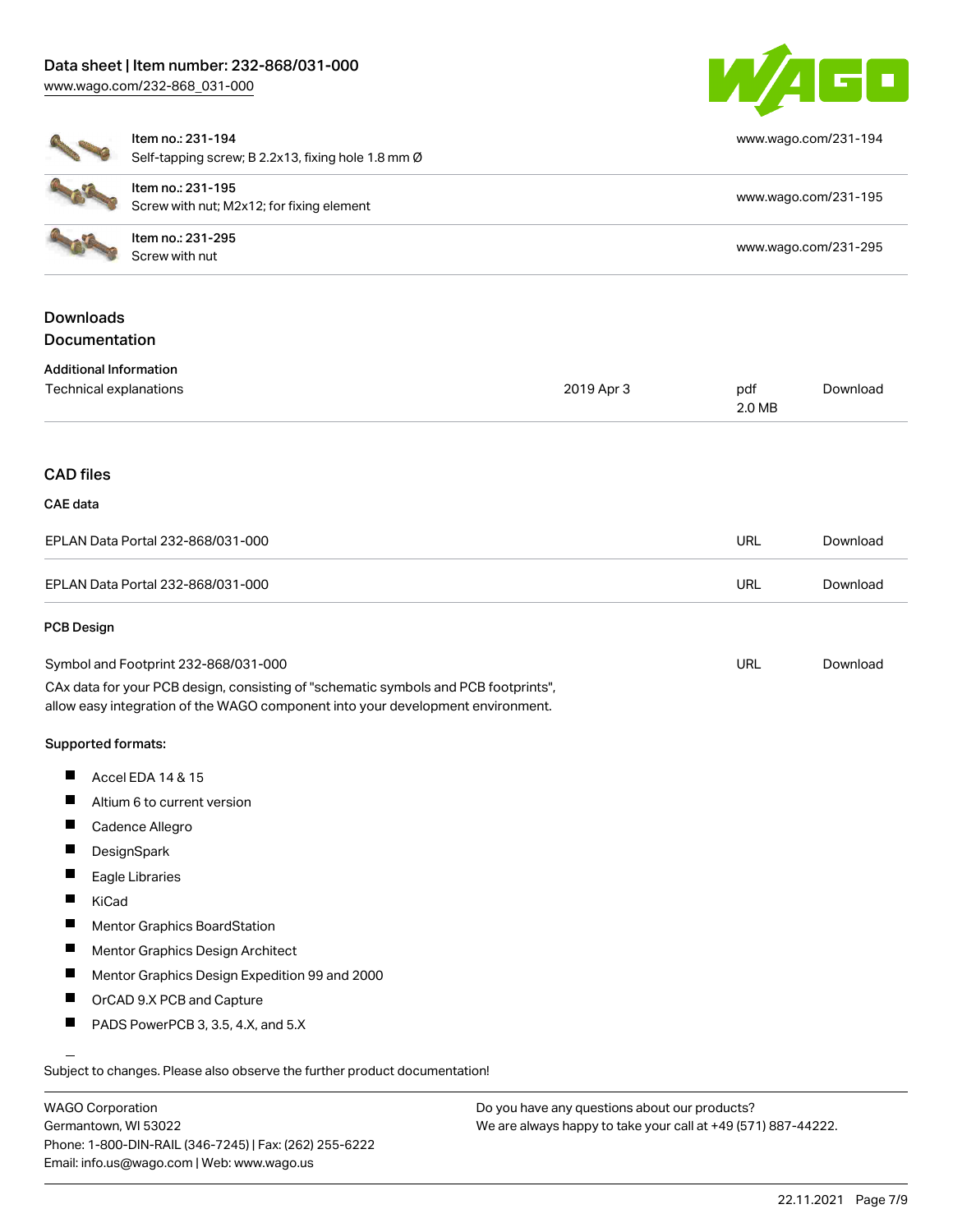| Item no. | Description | URL |
|---|---|---|
| Item no.: 231-194 | Self-tapping screw; B 2.2x13, fixing hole 1.8 mm Ø | www.wago.com/231-194 |
| Item no.: 231-195 | Screw with nut; M2x12; for fixing element | www.wago.com/231-195 |
| Item no.: 231-295 | Screw with nut | www.wago.com/231-295 |

## Downloads

### Documentation

#### Additional Information

| | | | |
|---|---|---|---|
| Technical explanations | 2019 Apr 3 | pdf 2.0 MB | Download |

## CAD files

### CAE data

| | | |
|---|---|---|
| EPLAN Data Portal 232-868/031-000 | URL | Download |
| EPLAN Data Portal 232-868/031-000 | URL | Download |

### PCB Design

| | | |
|---|---|---|
| Symbol and Footprint 232-868/031-000 | URL | Download |

CAx data for your PCB design, consisting of "schematic symbols and PCB footprints", allow easy integration of the WAGO component into your development environment.

**Supported formats:**

- Accel EDA 14 & 15
- Altium 6 to current version
- Cadence Allegro
- DesignSpark
- Eagle Libraries
- KiCad
- Mentor Graphics BoardStation
- Mentor Graphics Design Architect
- Mentor Graphics Design Expedition 99 and 2000
- OrCAD 9.X PCB and Capture
- PADS PowerPCB 3, 3.5, 4.X, and 5.X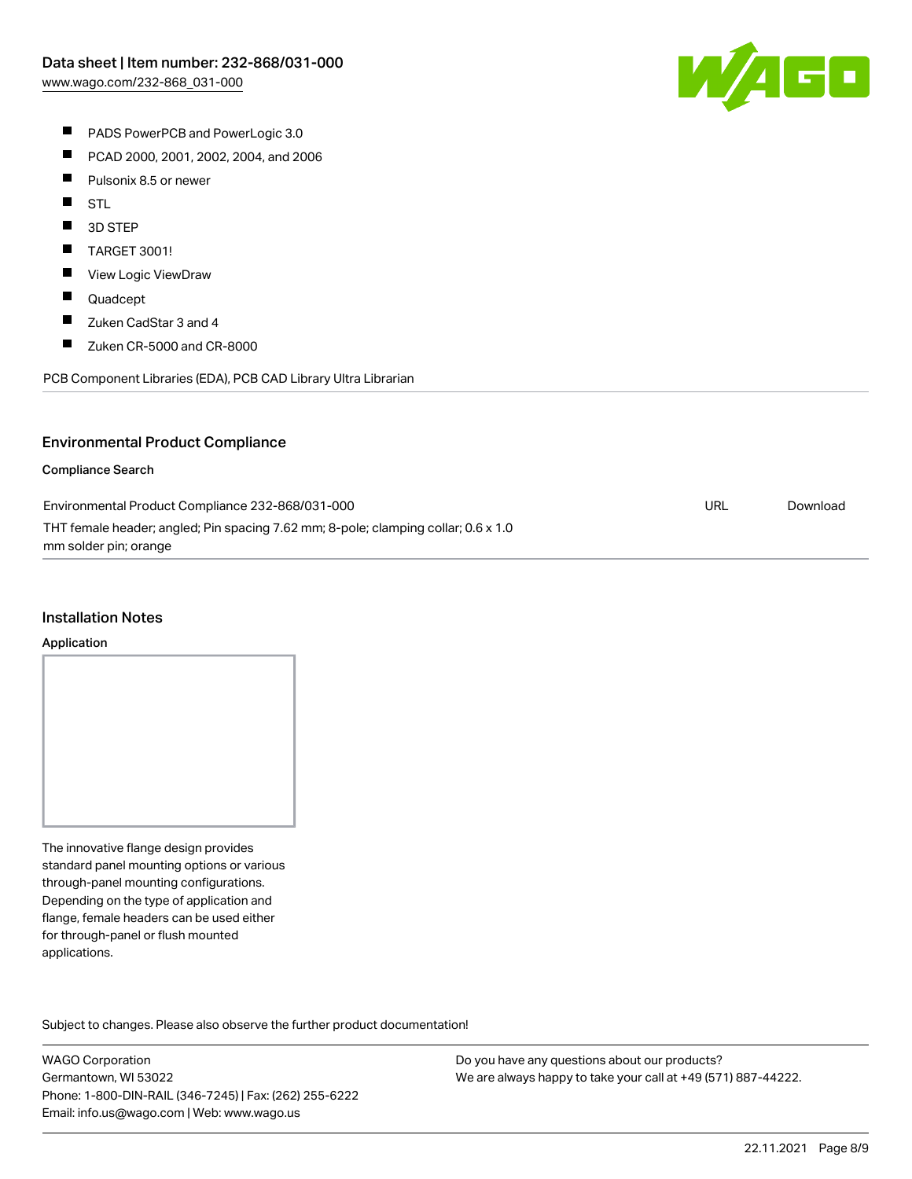- PADS PowerPCB and PowerLogic 3.0
- PCAD 2000, 2001, 2002, 2004, and 2006
- Pulsonix 8.5 or newer
- STL
- 3D STEP
- TARGET 3001!
- View Logic ViewDraw
- Quadcept
- Zuken CadStar 3 and 4
- Zuken CR-5000 and CR-8000

PCB Component Libraries (EDA), PCB CAD Library Ultra Librarian

## Environmental Product Compliance

### Compliance Search

| | | |
|---|---|---|
| Environmental Product Compliance 232-868/031-000<br>THT female header; angled; Pin spacing 7.62 mm; 8-pole; clamping collar; 0.6 x 1.0 mm solder pin; orange | URL | Download |

## Installation Notes

### Application

The innovative flange design provides standard panel mounting options or various through-panel mounting configurations. Depending on the type of application and flange, female headers can be used either for through-panel or flush mounted applications.

Subject to changes. Please also observe the further product documentation!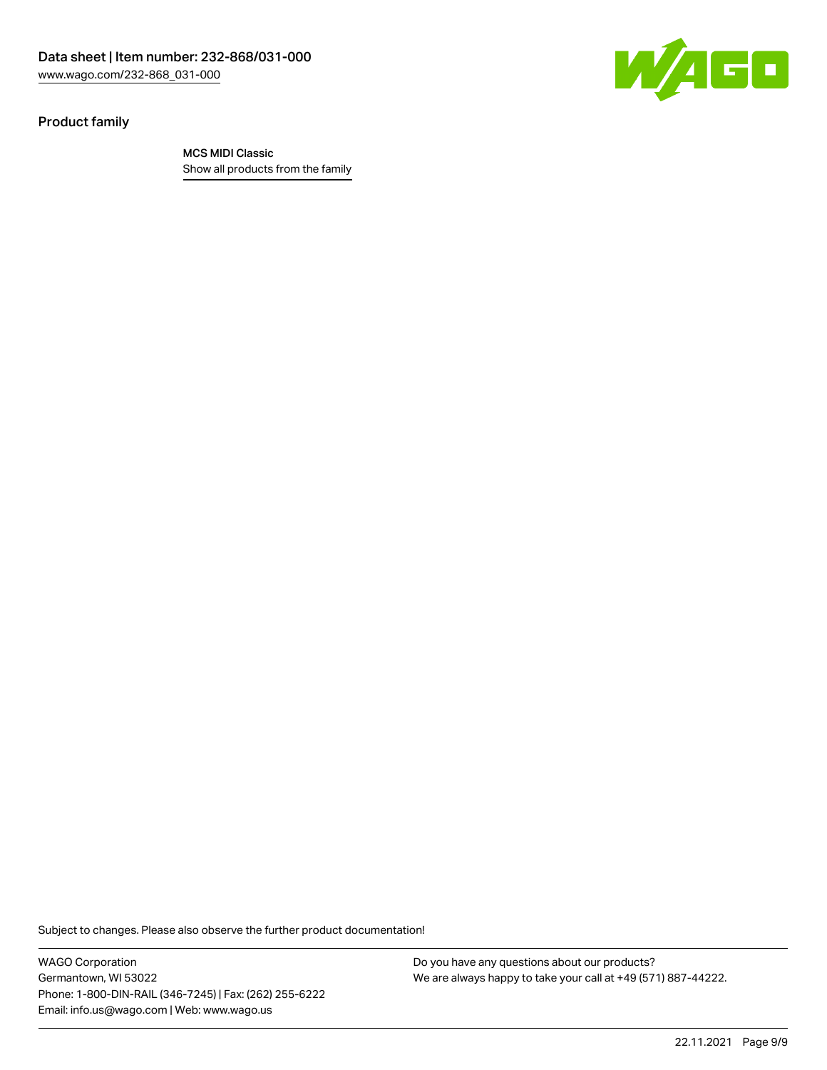## Product family

MCS MIDI Classic
Show all products from the family

Subject to changes. Please also observe the further product documentation!

WAGO Corporation
Germantown, WI 53022
Phone: 1-800-DIN-RAIL (346-7245) | Fax: (262) 255-6222
Email: info.us@wago.com | Web: www.wago.us

Do you have any questions about our products?
We are always happy to take your call at +49 (571) 887-44222.